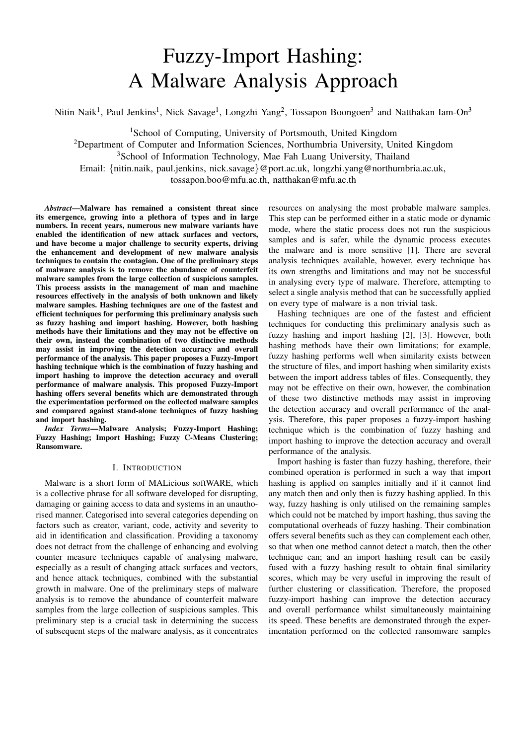# Fuzzy-Import Hashing: A Malware Analysis Approach

Nitin Naik[1], Paul Jenkins[1], Nick Savage[1], Longzhi Yang[2], Tossapon Boongoen[3] and Natthakan Iam-On[3]

[1]School of Computing, University of Portsmouth, United Kingdom
[2]Department of Computer and Information Sciences, Northumbria University, United Kingdom
[3]School of Information Technology, Mae Fah Luang University, Thailand
Email: {nitin.naik, paul.jenkins, nick.savage}@port.ac.uk, longzhi.yang@northumbria.ac.uk, tossapon.boo@mfu.ac.th, natthakan@mfu.ac.th

***Abstract*—Malware has remained a consistent threat since its emergence, growing into a plethora of types and in large numbers. In recent years, numerous new malware variants have enabled the identification of new attack surfaces and vectors, and have become a major challenge to security experts, driving the enhancement and development of new malware analysis techniques to contain the contagion. One of the preliminary steps of malware analysis is to remove the abundance of counterfeit malware samples from the large collection of suspicious samples. This process assists in the management of man and machine resources effectively in the analysis of both unknown and likely malware samples. Hashing techniques are one of the fastest and efficient techniques for performing this preliminary analysis such as fuzzy hashing and import hashing. However, both hashing methods have their limitations and they may not be effective on their own, instead the combination of two distinctive methods may assist in improving the detection accuracy and overall performance of the analysis. This paper proposes a Fuzzy-Import hashing technique which is the combination of fuzzy hashing and import hashing to improve the detection accuracy and overall performance of malware analysis. This proposed Fuzzy-Import hashing offers several benefits which are demonstrated through the experimentation performed on the collected malware samples and compared against stand-alone techniques of fuzzy hashing and import hashing.**

***Index Terms*—Malware Analysis; Fuzzy-Import Hashing; Fuzzy Hashing; Import Hashing; Fuzzy C-Means Clustering; Ransomware.**

## I. Introduction

Malware is a short form of MALicious softWARE, which is a collective phrase for all software developed for disrupting, damaging or gaining access to data and systems in an unauthorised manner. Categorised into several categories depending on factors such as creator, variant, code, activity and severity to aid in identification and classification. Providing a taxonomy does not detract from the challenge of enhancing and evolving counter measure techniques capable of analysing malware, especially as a result of changing attack surfaces and vectors, and hence attack techniques, combined with the substantial growth in malware. One of the preliminary steps of malware analysis is to remove the abundance of counterfeit malware samples from the large collection of suspicious samples. This preliminary step is a crucial task in determining the success of subsequent steps of the malware analysis, as it concentrates resources on analysing the most probable malware samples. This step can be performed either in a static mode or dynamic mode, where the static process does not run the suspicious samples and is safer, while the dynamic process executes the malware and is more sensitive [1]. There are several analysis techniques available, however, every technique has its own strengths and limitations and may not be successful in analysing every type of malware. Therefore, attempting to select a single analysis method that can be successfully applied on every type of malware is a non trivial task.

Hashing techniques are one of the fastest and efficient techniques for conducting this preliminary analysis such as fuzzy hashing and import hashing [2], [3]. However, both hashing methods have their own limitations; for example, fuzzy hashing performs well when similarity exists between the structure of files, and import hashing when similarity exists between the import address tables of files. Consequently, they may not be effective on their own, however, the combination of these two distinctive methods may assist in improving the detection accuracy and overall performance of the analysis. Therefore, this paper proposes a fuzzy-import hashing technique which is the combination of fuzzy hashing and import hashing to improve the detection accuracy and overall performance of the analysis.

Import hashing is faster than fuzzy hashing, therefore, their combined operation is performed in such a way that import hashing is applied on samples initially and if it cannot find any match then and only then is fuzzy hashing applied. In this way, fuzzy hashing is only utilised on the remaining samples which could not be matched by import hashing, thus saving the computational overheads of fuzzy hashing. Their combination offers several benefits such as they can complement each other, so that when one method cannot detect a match, then the other technique can; and an import hashing result can be easily fused with a fuzzy hashing result to obtain final similarity scores, which may be very useful in improving the result of further clustering or classification. Therefore, the proposed fuzzy-import hashing can improve the detection accuracy and overall performance whilst simultaneously maintaining its speed. These benefits are demonstrated through the experimentation performed on the collected ransomware samples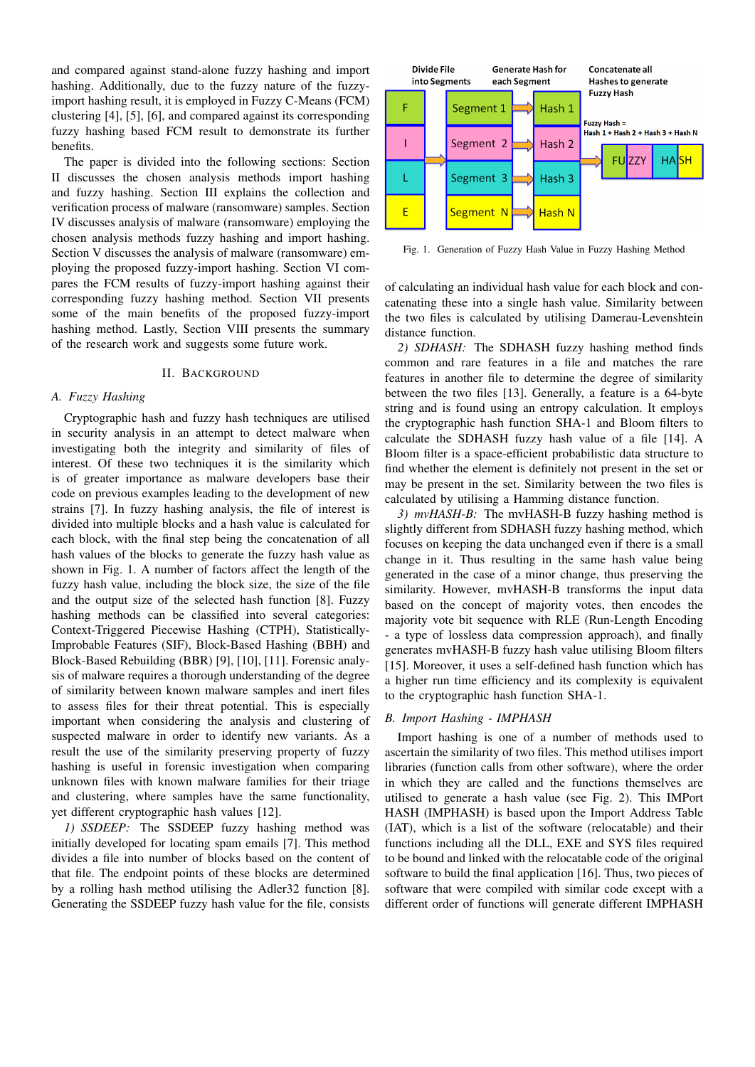and compared against stand-alone fuzzy hashing and import hashing. Additionally, due to the fuzzy nature of the fuzzy-import hashing result, it is employed in Fuzzy C-Means (FCM) clustering [4], [5], [6], and compared against its corresponding fuzzy hashing based FCM result to demonstrate its further benefits.

The paper is divided into the following sections: Section II discusses the chosen analysis methods import hashing and fuzzy hashing. Section III explains the collection and verification process of malware (ransomware) samples. Section IV discusses analysis of malware (ransomware) employing the chosen analysis methods fuzzy hashing and import hashing. Section V discusses the analysis of malware (ransomware) employing the proposed fuzzy-import hashing. Section VI compares the FCM results of fuzzy-import hashing against their corresponding fuzzy hashing method. Section VII presents some of the main benefits of the proposed fuzzy-import hashing method. Lastly, Section VIII presents the summary of the research work and suggests some future work.

## II. Background

### A. Fuzzy Hashing

Cryptographic hash and fuzzy hash techniques are utilised in security analysis in an attempt to detect malware when investigating both the integrity and similarity of files of interest. Of these two techniques it is the similarity which is of greater importance as malware developers base their code on previous examples leading to the development of new strains [7]. In fuzzy hashing analysis, the file of interest is divided into multiple blocks and a hash value is calculated for each block, with the final step being the concatenation of all hash values of the blocks to generate the fuzzy hash value as shown in Fig. 1. A number of factors affect the length of the fuzzy hash value, including the block size, the size of the file and the output size of the selected hash function [8]. Fuzzy hashing methods can be classified into several categories: Context-Triggered Piecewise Hashing (CTPH), Statistically-Improbable Features (SIF), Block-Based Hashing (BBH) and Block-Based Rebuilding (BBR) [9], [10], [11]. Forensic analysis of malware requires a thorough understanding of the degree of similarity between known malware samples and inert files to assess files for their threat potential. This is especially important when considering the analysis and clustering of suspected malware in order to identify new variants. As a result the use of the similarity preserving property of fuzzy hashing is useful in forensic investigation when comparing unknown files with known malware families for their triage and clustering, where samples have the same functionality, yet different cryptographic hash values [12].

*1) SSDEEP:* The SSDEEP fuzzy hashing method was initially developed for locating spam emails [7]. This method divides a file into number of blocks based on the content of that file. The endpoint points of these blocks are determined by a rolling hash method utilising the Adler32 function [8]. Generating the SSDEEP fuzzy hash value for the file, consists of calculating an individual hash value for each block and concatenating these into a single hash value. Similarity between the two files is calculated by utilising Damerau-Levenshtein distance function.

Fig. 1. Generation of Fuzzy Hash Value in Fuzzy Hashing Method

*2) SDHASH:* The SDHASH fuzzy hashing method finds common and rare features in a file and matches the rare features in another file to determine the degree of similarity between the two files [13]. Generally, a feature is a 64-byte string and is found using an entropy calculation. It employs the cryptographic hash function SHA-1 and Bloom filters to calculate the SDHASH fuzzy hash value of a file [14]. A Bloom filter is a space-efficient probabilistic data structure to find whether the element is definitely not present in the set or may be present in the set. Similarity between the two files is calculated by utilising a Hamming distance function.

*3) mvHASH-B:* The mvHASH-B fuzzy hashing method is slightly different from SDHASH fuzzy hashing method, which focuses on keeping the data unchanged even if there is a small change in it. Thus resulting in the same hash value being generated in the case of a minor change, thus preserving the similarity. However, mvHASH-B transforms the input data based on the concept of majority votes, then encodes the majority vote bit sequence with RLE (Run-Length Encoding - a type of lossless data compression approach), and finally generates mvHASH-B fuzzy hash value utilising Bloom filters [15]. Moreover, it uses a self-defined hash function which has a higher run time efficiency and its complexity is equivalent to the cryptographic hash function SHA-1.

### B. Import Hashing - IMPHASH

Import hashing is one of a number of methods used to ascertain the similarity of two files. This method utilises import libraries (function calls from other software), where the order in which they are called and the functions themselves are utilised to generate a hash value (see Fig. 2). This IMPort HASH (IMPHASH) is based upon the Import Address Table (IAT), which is a list of the software (relocatable) and their functions including all the DLL, EXE and SYS files required to be bound and linked with the relocatable code of the original software to build the final application [16]. Thus, two pieces of software that were compiled with similar code except with a different order of functions will generate different IMPHASH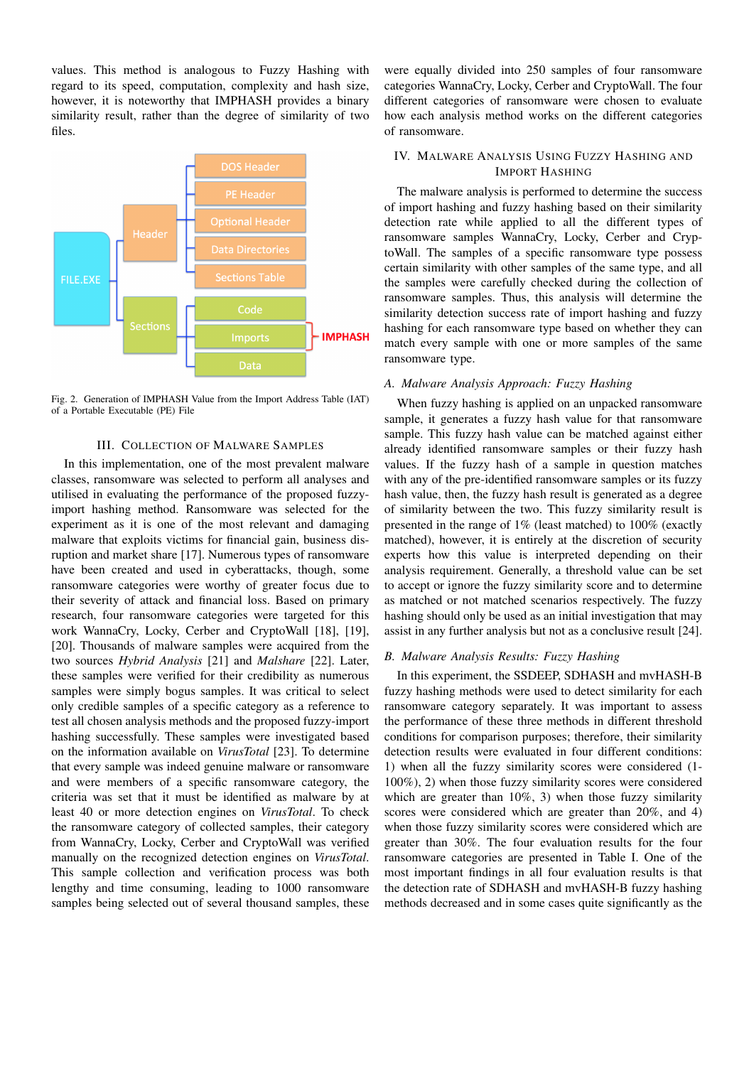values. This method is analogous to Fuzzy Hashing with regard to its speed, computation, complexity and hash size, however, it is noteworthy that IMPHASH provides a binary similarity result, rather than the degree of similarity of two files.

Fig. 2. Generation of IMPHASH Value from the Import Address Table (IAT) of a Portable Executable (PE) File

## III. Collection of Malware Samples

In this implementation, one of the most prevalent malware classes, ransomware was selected to perform all analyses and utilised in evaluating the performance of the proposed fuzzy-import hashing method. Ransomware was selected for the experiment as it is one of the most relevant and damaging malware that exploits victims for financial gain, business disruption and market share [17]. Numerous types of ransomware have been created and used in cyberattacks, though, some ransomware categories were worthy of greater focus due to their severity of attack and financial loss. Based on primary research, four ransomware categories were targeted for this work WannaCry, Locky, Cerber and CryptoWall [18], [19], [20]. Thousands of malware samples were acquired from the two sources *Hybrid Analysis* [21] and *Malshare* [22]. Later, these samples were verified for their credibility as numerous samples were simply bogus samples. It was critical to select only credible samples of a specific category as a reference to test all chosen analysis methods and the proposed fuzzy-import hashing successfully. These samples were investigated based on the information available on *VirusTotal* [23]. To determine that every sample was indeed genuine malware or ransomware and were members of a specific ransomware category, the criteria was set that it must be identified as malware by at least 40 or more detection engines on *VirusTotal*. To check the ransomware category of collected samples, their category from WannaCry, Locky, Cerber and CryptoWall was verified manually on the recognized detection engines on *VirusTotal*. This sample collection and verification process was both lengthy and time consuming, leading to 1000 ransomware samples being selected out of several thousand samples, these were equally divided into 250 samples of four ransomware categories WannaCry, Locky, Cerber and CryptoWall. The four different categories of ransomware were chosen to evaluate how each analysis method works on the different categories of ransomware.

## IV. Malware Analysis Using Fuzzy Hashing and Import Hashing

The malware analysis is performed to determine the success of import hashing and fuzzy hashing based on their similarity detection rate while applied to all the different types of ransomware samples WannaCry, Locky, Cerber and CryptoWall. The samples of a specific ransomware type possess certain similarity with other samples of the same type, and all the samples were carefully checked during the collection of ransomware samples. Thus, this analysis will determine the similarity detection success rate of import hashing and fuzzy hashing for each ransomware type based on whether they can match every sample with one or more samples of the same ransomware type.

### *A. Malware Analysis Approach: Fuzzy Hashing*

When fuzzy hashing is applied on an unpacked ransomware sample, it generates a fuzzy hash value for that ransomware sample. This fuzzy hash value can be matched against either already identified ransomware samples or their fuzzy hash values. If the fuzzy hash of a sample in question matches with any of the pre-identified ransomware samples or its fuzzy hash value, then, the fuzzy hash result is generated as a degree of similarity between the two. This fuzzy similarity result is presented in the range of 1% (least matched) to 100% (exactly matched), however, it is entirely at the discretion of security experts how this value is interpreted depending on their analysis requirement. Generally, a threshold value can be set to accept or ignore the fuzzy similarity score and to determine as matched or not matched scenarios respectively. The fuzzy hashing should only be used as an initial investigation that may assist in any further analysis but not as a conclusive result [24].

### *B. Malware Analysis Results: Fuzzy Hashing*

In this experiment, the SSDEEP, SDHASH and mvHASH-B fuzzy hashing methods were used to detect similarity for each ransomware category separately. It was important to assess the performance of these three methods in different threshold conditions for comparison purposes; therefore, their similarity detection results were evaluated in four different conditions: 1) when all the fuzzy similarity scores were considered (1-100%), 2) when those fuzzy similarity scores were considered which are greater than 10%, 3) when those fuzzy similarity scores were considered which are greater than 20%, and 4) when those fuzzy similarity scores were considered which are greater than 30%. The four evaluation results for the four ransomware categories are presented in Table I. One of the most important findings in all four evaluation results is that the detection rate of SDHASH and mvHASH-B fuzzy hashing methods decreased and in some cases quite significantly as the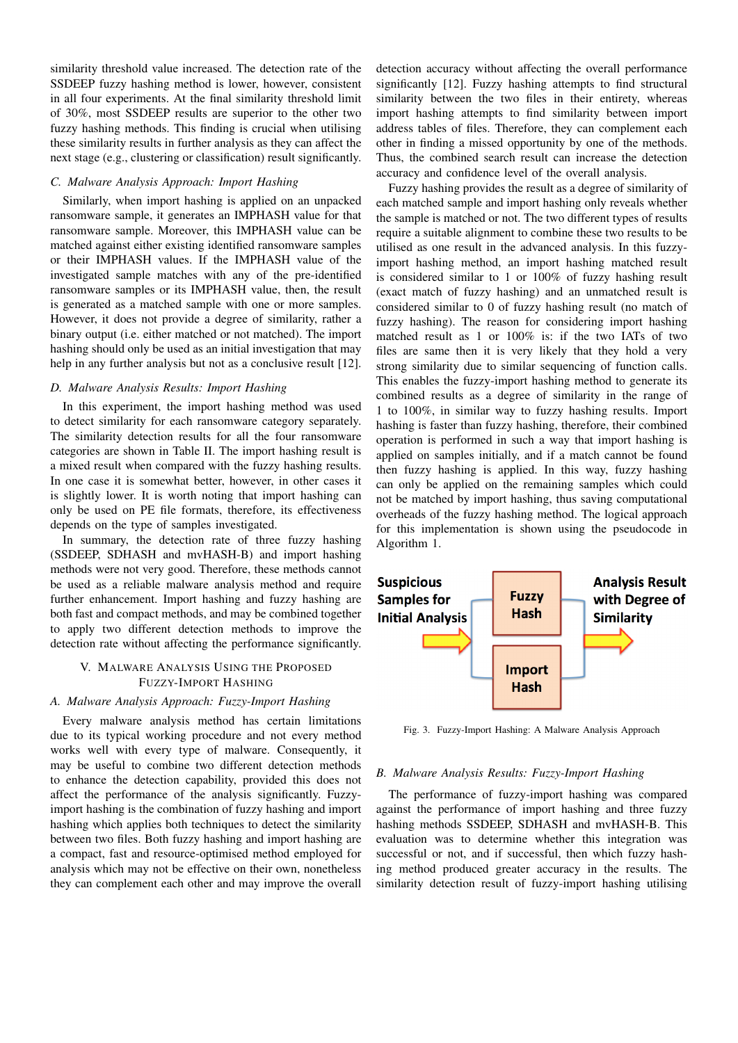similarity threshold value increased. The detection rate of the SSDEEP fuzzy hashing method is lower, however, consistent in all four experiments. At the final similarity threshold limit of 30%, most SSDEEP results are superior to the other two fuzzy hashing methods. This finding is crucial when utilising these similarity results in further analysis as they can affect the next stage (e.g., clustering or classification) result significantly.

### *C. Malware Analysis Approach: Import Hashing*

Similarly, when import hashing is applied on an unpacked ransomware sample, it generates an IMPHASH value for that ransomware sample. Moreover, this IMPHASH value can be matched against either existing identified ransomware samples or their IMPHASH values. If the IMPHASH value of the investigated sample matches with any of the pre-identified ransomware samples or its IMPHASH value, then, the result is generated as a matched sample with one or more samples. However, it does not provide a degree of similarity, rather a binary output (i.e. either matched or not matched). The import hashing should only be used as an initial investigation that may help in any further analysis but not as a conclusive result [12].

### *D. Malware Analysis Results: Import Hashing*

In this experiment, the import hashing method was used to detect similarity for each ransomware category separately. The similarity detection results for all the four ransomware categories are shown in Table II. The import hashing result is a mixed result when compared with the fuzzy hashing results. In one case it is somewhat better, however, in other cases it is slightly lower. It is worth noting that import hashing can only be used on PE file formats, therefore, its effectiveness depends on the type of samples investigated.

In summary, the detection rate of three fuzzy hashing (SSDEEP, SDHASH and mvHASH-B) and import hashing methods were not very good. Therefore, these methods cannot be used as a reliable malware analysis method and require further enhancement. Import hashing and fuzzy hashing are both fast and compact methods, and may be combined together to apply two different detection methods to improve the detection rate without affecting the performance significantly.

## V. Malware Analysis Using the Proposed Fuzzy-Import Hashing

### *A. Malware Analysis Approach: Fuzzy-Import Hashing*

Every malware analysis method has certain limitations due to its typical working procedure and not every method works well with every type of malware. Consequently, it may be useful to combine two different detection methods to enhance the detection capability, provided this does not affect the performance of the analysis significantly. Fuzzy-import hashing is the combination of fuzzy hashing and import hashing which applies both techniques to detect the similarity between two files. Both fuzzy hashing and import hashing are a compact, fast and resource-optimised method employed for analysis which may not be effective on their own, nonetheless they can complement each other and may improve the overall detection accuracy without affecting the overall performance significantly [12]. Fuzzy hashing attempts to find structural similarity between the two files in their entirety, whereas import hashing attempts to find similarity between import address tables of files. Therefore, they can complement each other in finding a missed opportunity by one of the methods. Thus, the combined search result can increase the detection accuracy and confidence level of the overall analysis.

Fuzzy hashing provides the result as a degree of similarity of each matched sample and import hashing only reveals whether the sample is matched or not. The two different types of results require a suitable alignment to combine these two results to be utilised as one result in the advanced analysis. In this fuzzy-import hashing method, an import hashing matched result is considered similar to 1 or 100% of fuzzy hashing result (exact match of fuzzy hashing) and an unmatched result is considered similar to 0 of fuzzy hashing result (no match of fuzzy hashing). The reason for considering import hashing matched result as 1 or 100% is: if the two IATs of two files are same then it is very likely that they hold a very strong similarity due to similar sequencing of function calls. This enables the fuzzy-import hashing method to generate its combined results as a degree of similarity in the range of 1 to 100%, in similar way to fuzzy hashing results. Import hashing is faster than fuzzy hashing, therefore, their combined operation is performed in such a way that import hashing is applied on samples initially, and if a match cannot be found then fuzzy hashing is applied. In this way, fuzzy hashing can only be applied on the remaining samples which could not be matched by import hashing, thus saving computational overheads of the fuzzy hashing method. The logical approach for this implementation is shown using the pseudocode in Algorithm 1.

**Suspicious Samples for Initial Analysis** → **Fuzzy Hash** / **Import Hash** → **Analysis Result with Degree of Similarity**

Fig. 3. Fuzzy-Import Hashing: A Malware Analysis Approach

### *B. Malware Analysis Results: Fuzzy-Import Hashing*

The performance of fuzzy-import hashing was compared against the performance of import hashing and three fuzzy hashing methods SSDEEP, SDHASH and mvHASH-B. This evaluation was to determine whether this integration was successful or not, and if successful, then which fuzzy hashing method produced greater accuracy in the results. The similarity detection result of fuzzy-import hashing utilising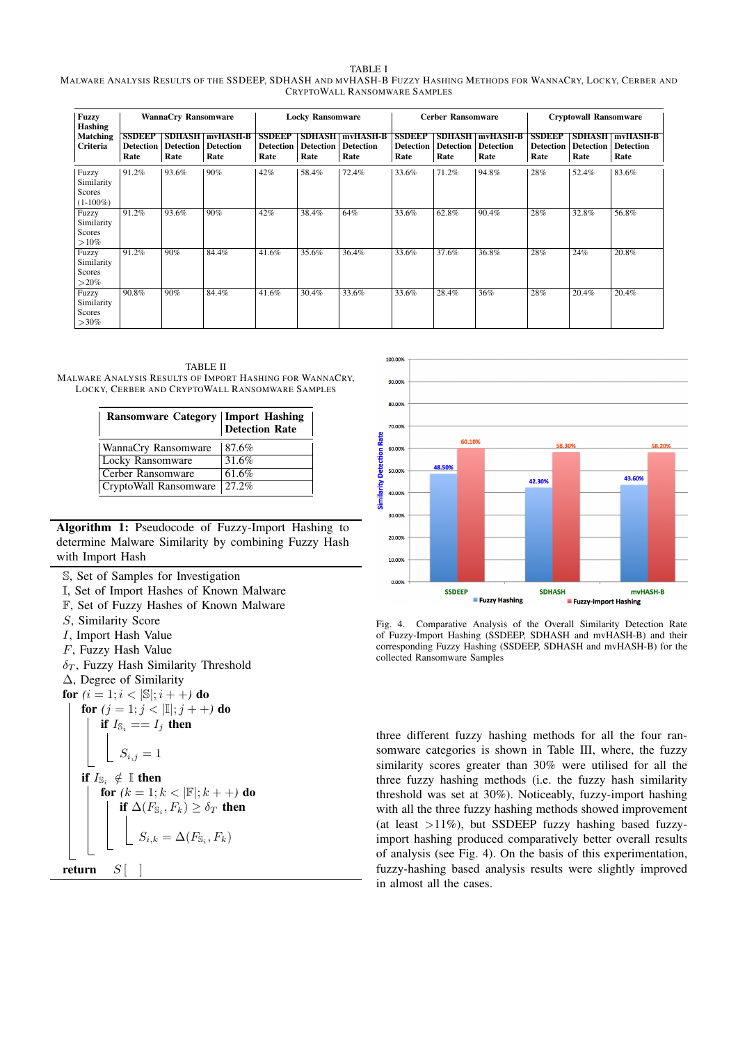TABLE I

MALWARE ANALYSIS RESULTS OF THE SSDEEP, SDHASH AND MVHASH-B FUZZY HASHING METHODS FOR WANNACRY, LOCKY, CERBER AND CRYPTOWALL RANSOMWARE SAMPLES

| Fuzzy Hashing Matching Criteria | WannaCry Ransomware | | | Locky Ransomware | | | Cerber Ransomware | | | Cryptowall Ransomware | | |
|---|---|---|---|---|---|---|---|---|---|---|---|---|
| | SSDEEP Detection Rate | SDHASH Detection Rate | mvHASH-B Detection Rate | SSDEEP Detection Rate | SDHASH Detection Rate | mvHASH-B Detection Rate | SSDEEP Detection Rate | SDHASH Detection Rate | mvHASH-B Detection Rate | SSDEEP Detection Rate | SDHASH Detection Rate | mvHASH-B Detection Rate |
| Fuzzy Similarity Scores (1-100%) | 91.2% | 93.6% | 90% | 42% | 58.4% | 72.4% | 33.6% | 71.2% | 94.8% | 28% | 52.4% | 83.6% |
| Fuzzy Similarity Scores >10% | 91.2% | 93.6% | 90% | 42% | 38.4% | 64% | 33.6% | 62.8% | 90.4% | 28% | 32.8% | 56.8% |
| Fuzzy Similarity Scores >20% | 91.2% | 90% | 84.4% | 41.6% | 35.6% | 36.4% | 33.6% | 37.6% | 36.8% | 28% | 24% | 20.8% |
| Fuzzy Similarity Scores >30% | 90.8% | 90% | 84.4% | 41.6% | 30.4% | 33.6% | 33.6% | 28.4% | 36% | 28% | 20.4% | 20.4% |

TABLE II

MALWARE ANALYSIS RESULTS OF IMPORT HASHING FOR WANNACRY, LOCKY, CERBER AND CRYPTOWALL RANSOMWARE SAMPLES

| Ransomware Category | Import Hashing Detection Rate |
|---|---|
| WannaCry Ransomware | 87.6% |
| Locky Ransomware | 31.6% |
| Cerber Ransomware | 61.6% |
| CryptoWall Ransomware | 27.2% |

**Algorithm 1:** Pseudocode of Fuzzy-Import Hashing to determine Malware Similarity by combining Fuzzy Hash with Import Hash

$\mathbb{S}$, Set of Samples for Investigation
$\mathbb{I}$, Set of Import Hashes of Known Malware
$\mathbb{F}$, Set of Fuzzy Hashes of Known Malware
$S$, Similarity Score
$I$, Import Hash Value
$F$, Fuzzy Hash Value
$\delta_T$, Fuzzy Hash Similarity Threshold
$\Delta$, Degree of Similarity

**for** $(i = 1; i < |\mathbb{S}|; i++)$ **do**
  **for** $(j = 1; j < |\mathbb{I}|; j++)$ **do**
    **if** $I_{\mathbb{S}_i} == I_j$ **then**
      $S_{i,j} = 1$
  **if** $I_{\mathbb{S}_i} \notin \mathbb{I}$ **then**
    **for** $(k = 1; k < |\mathbb{F}|; k++)$ **do**
      **if** $\Delta(F_{\mathbb{S}_i}, F_k) \geq \delta_T$ **then**
        $S_{i,k} = \Delta(F_{\mathbb{S}_i}, F_k)$
**return** $S[\ \ ]$

Fig. 4. Comparative Analysis of the Overall Similarity Detection Rate of Fuzzy-Import Hashing (SSDEEP, SDHASH and mvHASH-B) and their corresponding Fuzzy Hashing (SSDEEP, SDHASH and mvHASH-B) for the collected Ransomware Samples

three different fuzzy hashing methods for all the four ransomware categories is shown in Table III, where, the fuzzy similarity scores greater than 30% were utilised for all the three fuzzy hashing methods (i.e. the fuzzy hash similarity threshold was set at 30%). Noticeably, fuzzy-import hashing with all the three fuzzy hashing methods showed improvement (at least >11%), but SSDEEP fuzzy hashing based fuzzy-import hashing produced comparatively better overall results of analysis (see Fig. 4). On the basis of this experimentation, fuzzy-hashing based analysis results were slightly improved in almost all the cases.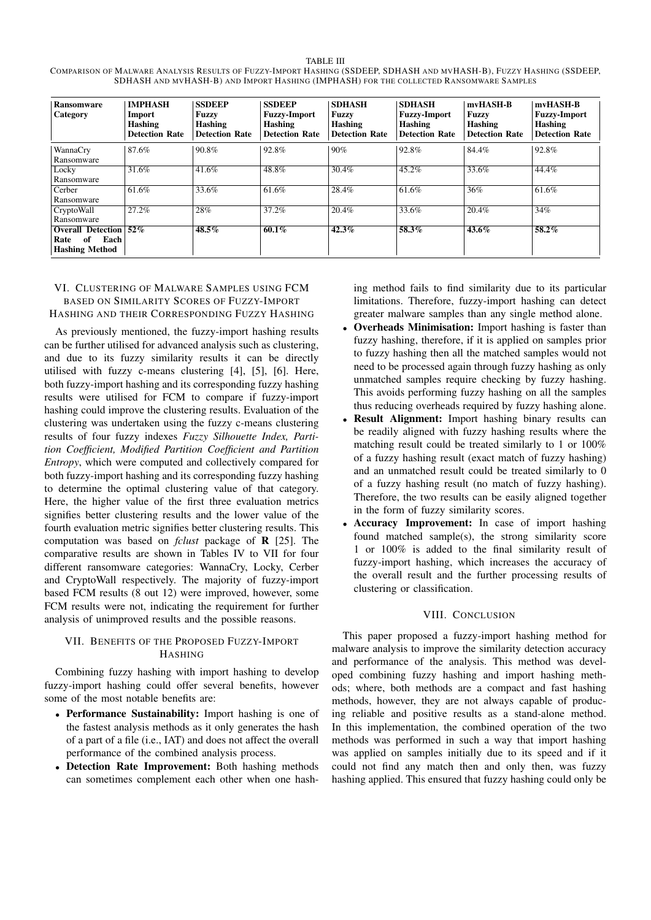TABLE III

COMPARISON OF MALWARE ANALYSIS RESULTS OF FUZZY-IMPORT HASHING (SSDEEP, SDHASH AND MVHASH-B), FUZZY HASHING (SSDEEP, SDHASH AND MVHASH-B) AND IMPORT HASHING (IMPHASH) FOR THE COLLECTED RANSOMWARE SAMPLES

| Ransomware Category | IMPHASH Import Hashing Detection Rate | SSDEEP Fuzzy Hashing Detection Rate | SSDEEP Fuzzy-Import Hashing Detection Rate | SDHASH Fuzzy Hashing Detection Rate | SDHASH Fuzzy-Import Hashing Detection Rate | mvHASH-B Fuzzy Hashing Detection Rate | mvHASH-B Fuzzy-Import Hashing Detection Rate |
|---|---|---|---|---|---|---|---|
| WannaCry Ransomware | 87.6% | 90.8% | 92.8% | 90% | 92.8% | 84.4% | 92.8% |
| Locky Ransomware | 31.6% | 41.6% | 48.8% | 30.4% | 45.2% | 33.6% | 44.4% |
| Cerber Ransomware | 61.6% | 33.6% | 61.6% | 28.4% | 61.6% | 36% | 61.6% |
| CryptoWall Ransomware | 27.2% | 28% | 37.2% | 20.4% | 33.6% | 20.4% | 34% |
| **Overall Detection Rate of Each Hashing Method** | **52%** | **48.5%** | **60.1%** | **42.3%** | **58.3%** | **43.6%** | **58.2%** |

## VI. Clustering of Malware Samples using FCM based on Similarity Scores of Fuzzy-Import Hashing and their Corresponding Fuzzy Hashing

As previously mentioned, the fuzzy-import hashing results can be further utilised for advanced analysis such as clustering, and due to its fuzzy similarity results it can be directly utilised with fuzzy c-means clustering [4], [5], [6]. Here, both fuzzy-import hashing and its corresponding fuzzy hashing results were utilised for FCM to compare if fuzzy-import hashing could improve the clustering results. Evaluation of the clustering was undertaken using the fuzzy c-means clustering results of four fuzzy indexes *Fuzzy Silhouette Index, Partition Coefficient, Modified Partition Coefficient and Partition Entropy*, which were computed and collectively compared for both fuzzy-import hashing and its corresponding fuzzy hashing to determine the optimal clustering value of that category. Here, the higher value of the first three evaluation metrics signifies better clustering results and the lower value of the fourth evaluation metric signifies better clustering results. This computation was based on *fclust* package of **R** [25]. The comparative results are shown in Tables IV to VII for four different ransomware categories: WannaCry, Locky, Cerber and CryptoWall respectively. The majority of fuzzy-import based FCM results (8 out 12) were improved, however, some FCM results were not, indicating the requirement for further analysis of unimproved results and the possible reasons.

## VII. Benefits of the Proposed Fuzzy-Import Hashing

Combining fuzzy hashing with import hashing to develop fuzzy-import hashing could offer several benefits, however some of the most notable benefits are:

- **Performance Sustainability:** Import hashing is one of the fastest analysis methods as it only generates the hash of a part of a file (i.e., IAT) and does not affect the overall performance of the combined analysis process.
- **Detection Rate Improvement:** Both hashing methods can sometimes complement each other when one hashing method fails to find similarity due to its particular limitations. Therefore, fuzzy-import hashing can detect greater malware samples than any single method alone.
- **Overheads Minimisation:** Import hashing is faster than fuzzy hashing, therefore, if it is applied on samples prior to fuzzy hashing then all the matched samples would not need to be processed again through fuzzy hashing as only unmatched samples require checking by fuzzy hashing. This avoids performing fuzzy hashing on all the samples thus reducing overheads required by fuzzy hashing alone.
- **Result Alignment:** Import hashing binary results can be readily aligned with fuzzy hashing results where the matching result could be treated similarly to 1 or 100% of a fuzzy hashing result (exact match of fuzzy hashing) and an unmatched result could be treated similarly to 0 of a fuzzy hashing result (no match of fuzzy hashing). Therefore, the two results can be easily aligned together in the form of fuzzy similarity scores.
- **Accuracy Improvement:** In case of import hashing found matched sample(s), the strong similarity score 1 or 100% is added to the final similarity result of fuzzy-import hashing, which increases the accuracy of the overall result and the further processing results of clustering or classification.

## VIII. Conclusion

This paper proposed a fuzzy-import hashing method for malware analysis to improve the similarity detection accuracy and performance of the analysis. This method was developed combining fuzzy hashing and import hashing methods; where, both methods are a compact and fast hashing methods, however, they are not always capable of producing reliable and positive results as a stand-alone method. In this implementation, the combined operation of the two methods was performed in such a way that import hashing was applied on samples initially due to its speed and if it could not find any match then and only then, was fuzzy hashing applied. This ensured that fuzzy hashing could only be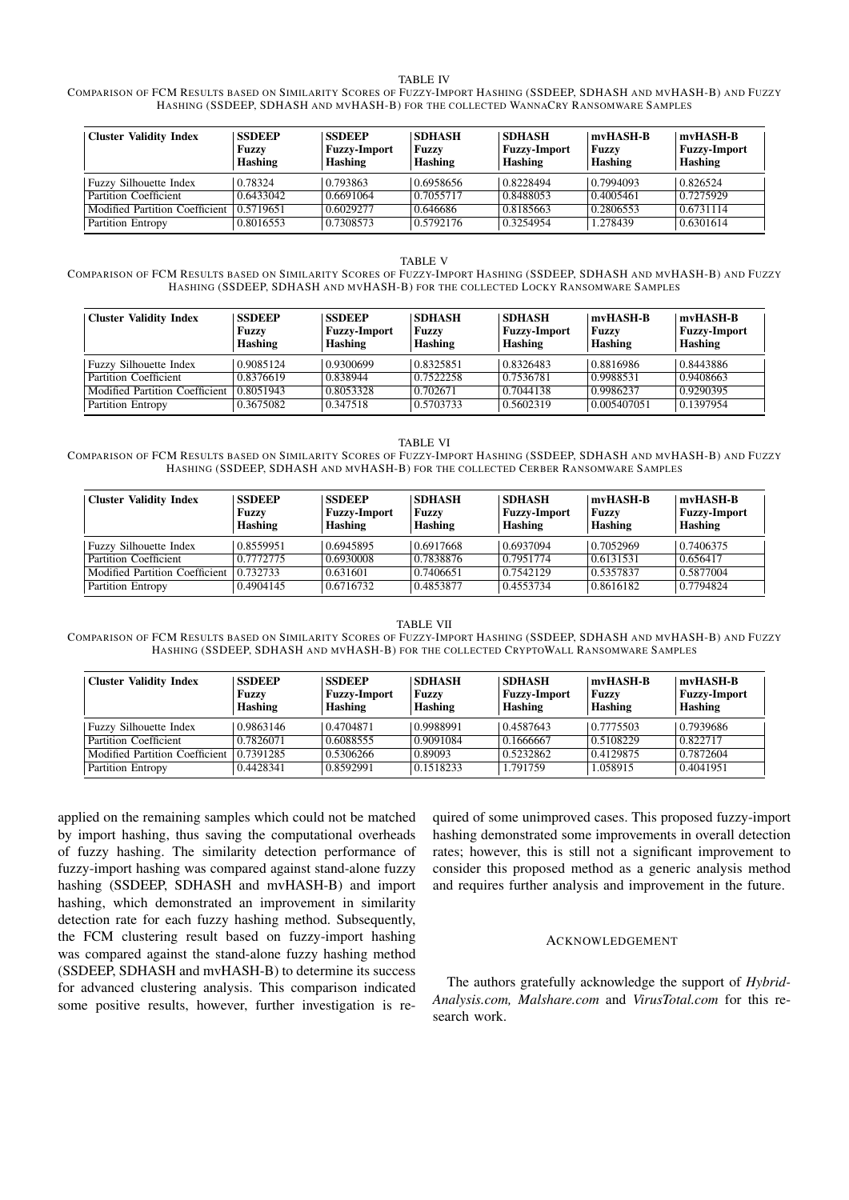TABLE IV

COMPARISON OF FCM RESULTS BASED ON SIMILARITY SCORES OF FUZZY-IMPORT HASHING (SSDEEP, SDHASH AND MVHASH-B) AND FUZZY HASHING (SSDEEP, SDHASH AND MVHASH-B) FOR THE COLLECTED WANNACRY RANSOMWARE SAMPLES

| Cluster Validity Index | SSDEEP Fuzzy Hashing | SSDEEP Fuzzy-Import Hashing | SDHASH Fuzzy Hashing | SDHASH Fuzzy-Import Hashing | mvHASH-B Fuzzy Hashing | mvHASH-B Fuzzy-Import Hashing |
|---|---|---|---|---|---|---|
| Fuzzy Silhouette Index | 0.78324 | 0.793863 | 0.6958656 | 0.8228494 | 0.7994093 | 0.826524 |
| Partition Coefficient | 0.6433042 | 0.6691064 | 0.7055717 | 0.8488053 | 0.4005461 | 0.7275929 |
| Modified Partition Coefficient | 0.5719651 | 0.6029277 | 0.646686 | 0.8185663 | 0.2806553 | 0.6731114 |
| Partition Entropy | 0.8016553 | 0.7308573 | 0.5792176 | 0.3254954 | 1.278439 | 0.6301614 |

TABLE V

COMPARISON OF FCM RESULTS BASED ON SIMILARITY SCORES OF FUZZY-IMPORT HASHING (SSDEEP, SDHASH AND MVHASH-B) AND FUZZY HASHING (SSDEEP, SDHASH AND MVHASH-B) FOR THE COLLECTED LOCKY RANSOMWARE SAMPLES

| Cluster Validity Index | SSDEEP Fuzzy Hashing | SSDEEP Fuzzy-Import Hashing | SDHASH Fuzzy Hashing | SDHASH Fuzzy-Import Hashing | mvHASH-B Fuzzy Hashing | mvHASH-B Fuzzy-Import Hashing |
|---|---|---|---|---|---|---|
| Fuzzy Silhouette Index | 0.9085124 | 0.9300699 | 0.8325851 | 0.8326483 | 0.8816986 | 0.8443886 |
| Partition Coefficient | 0.8376619 | 0.838944 | 0.7522258 | 0.7536781 | 0.9988531 | 0.9408663 |
| Modified Partition Coefficient | 0.8051943 | 0.8053328 | 0.702671 | 0.7044138 | 0.9986237 | 0.9290395 |
| Partition Entropy | 0.3675082 | 0.347518 | 0.5703733 | 0.5602319 | 0.005407051 | 0.1397954 |

TABLE VI

COMPARISON OF FCM RESULTS BASED ON SIMILARITY SCORES OF FUZZY-IMPORT HASHING (SSDEEP, SDHASH AND MVHASH-B) AND FUZZY HASHING (SSDEEP, SDHASH AND MVHASH-B) FOR THE COLLECTED CERBER RANSOMWARE SAMPLES

| Cluster Validity Index | SSDEEP Fuzzy Hashing | SSDEEP Fuzzy-Import Hashing | SDHASH Fuzzy Hashing | SDHASH Fuzzy-Import Hashing | mvHASH-B Fuzzy Hashing | mvHASH-B Fuzzy-Import Hashing |
|---|---|---|---|---|---|---|
| Fuzzy Silhouette Index | 0.8559951 | 0.6945895 | 0.6917668 | 0.6937094 | 0.7052969 | 0.7406375 |
| Partition Coefficient | 0.7772775 | 0.6930008 | 0.7838876 | 0.7951774 | 0.6131531 | 0.656417 |
| Modified Partition Coefficient | 0.732733 | 0.631601 | 0.7406651 | 0.7542129 | 0.5357837 | 0.5877004 |
| Partition Entropy | 0.4904145 | 0.6716732 | 0.4853877 | 0.4553734 | 0.8616182 | 0.7794824 |

TABLE VII

COMPARISON OF FCM RESULTS BASED ON SIMILARITY SCORES OF FUZZY-IMPORT HASHING (SSDEEP, SDHASH AND MVHASH-B) AND FUZZY HASHING (SSDEEP, SDHASH AND MVHASH-B) FOR THE COLLECTED CRYPTOWALL RANSOMWARE SAMPLES

| Cluster Validity Index | SSDEEP Fuzzy Hashing | SSDEEP Fuzzy-Import Hashing | SDHASH Fuzzy Hashing | SDHASH Fuzzy-Import Hashing | mvHASH-B Fuzzy Hashing | mvHASH-B Fuzzy-Import Hashing |
|---|---|---|---|---|---|---|
| Fuzzy Silhouette Index | 0.9863146 | 0.4704871 | 0.9988991 | 0.4587643 | 0.7775503 | 0.7939686 |
| Partition Coefficient | 0.7826071 | 0.6088555 | 0.9091084 | 0.1666667 | 0.5108229 | 0.822717 |
| Modified Partition Coefficient | 0.7391285 | 0.5306266 | 0.89093 | 0.5232862 | 0.4129875 | 0.7872604 |
| Partition Entropy | 0.4428341 | 0.8592991 | 0.1518233 | 1.791759 | 1.058915 | 0.4041951 |

applied on the remaining samples which could not be matched by import hashing, thus saving the computational overheads of fuzzy hashing. The similarity detection performance of fuzzy-import hashing was compared against stand-alone fuzzy hashing (SSDEEP, SDHASH and mvHASH-B) and import hashing, which demonstrated an improvement in similarity detection rate for each fuzzy hashing method. Subsequently, the FCM clustering result based on fuzzy-import hashing was compared against the stand-alone fuzzy hashing method (SSDEEP, SDHASH and mvHASH-B) to determine its success for advanced clustering analysis. This comparison indicated some positive results, however, further investigation is required of some unimproved cases. This proposed fuzzy-import hashing demonstrated some improvements in overall detection rates; however, this is still not a significant improvement to consider this proposed method as a generic analysis method and requires further analysis and improvement in the future.

## ACKNOWLEDGEMENT

The authors gratefully acknowledge the support of *Hybrid-Analysis.com, Malshare.com* and *VirusTotal.com* for this research work.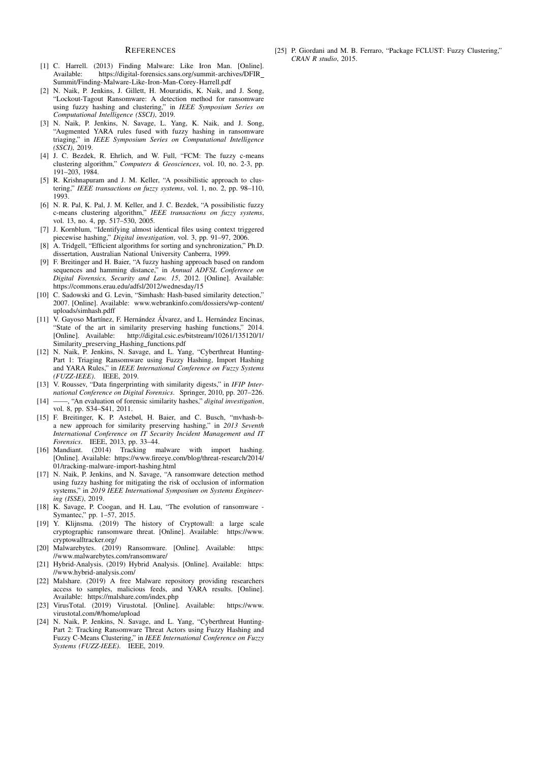## References

[1] C. Harrell. (2013) Finding Malware: Like Iron Man. [Online]. Available: https://digital-forensics.sans.org/summit-archives/DFIR_Summit/Finding-Malware-Like-Iron-Man-Corey-Harrell.pdf

[2] N. Naik, P. Jenkins, J. Gillett, H. Mouratidis, K. Naik, and J. Song, "Lockout-Tagout Ransomware: A detection method for ransomware using fuzzy hashing and clustering," in *IEEE Symposium Series on Computational Intelligence (SSCI)*, 2019.

[3] N. Naik, P. Jenkins, N. Savage, L. Yang, K. Naik, and J. Song, "Augmented YARA rules fused with fuzzy hashing in ransomware triaging," in *IEEE Symposium Series on Computational Intelligence (SSCI)*, 2019.

[4] J. C. Bezdek, R. Ehrlich, and W. Full, "FCM: The fuzzy c-means clustering algorithm," *Computers & Geosciences*, vol. 10, no. 2-3, pp. 191–203, 1984.

[5] R. Krishnapuram and J. M. Keller, "A possibilistic approach to clustering," *IEEE transactions on fuzzy systems*, vol. 1, no. 2, pp. 98–110, 1993.

[6] N. R. Pal, K. Pal, J. M. Keller, and J. C. Bezdek, "A possibilistic fuzzy c-means clustering algorithm," *IEEE transactions on fuzzy systems*, vol. 13, no. 4, pp. 517–530, 2005.

[7] J. Kornblum, "Identifying almost identical files using context triggered piecewise hashing," *Digital investigation*, vol. 3, pp. 91–97, 2006.

[8] A. Tridgell, "Efficient algorithms for sorting and synchronization," Ph.D. dissertation, Australian National University Canberra, 1999.

[9] F. Breitinger and H. Baier, "A fuzzy hashing approach based on random sequences and hamming distance," in *Annual ADFSL Conference on Digital Forensics, Security and Law. 15*, 2012. [Online]. Available: https://commons.erau.edu/adfsl/2012/wednesday/15

[10] C. Sadowski and G. Levin, "Simhash: Hash-based similarity detection," 2007. [Online]. Available: www.webrankinfo.com/dossiers/wp-content/uploads/simhash.pdff

[11] V. Gayoso Martínez, F. Hernández Álvarez, and L. Hernández Encinas, "State of the art in similarity preserving hashing functions," 2014. [Online]. Available: http://digital.csic.es/bitstream/10261/135120/1/Similarity_preserving_Hashing_functions.pdf

[12] N. Naik, P. Jenkins, N. Savage, and L. Yang, "Cyberthreat Hunting-Part 1: Triaging Ransomware using Fuzzy Hashing, Import Hashing and YARA Rules," in *IEEE International Conference on Fuzzy Systems (FUZZ-IEEE)*. IEEE, 2019.

[13] V. Roussev, "Data fingerprinting with similarity digests," in *IFIP International Conference on Digital Forensics*. Springer, 2010, pp. 207–226.

[14] ——, "An evaluation of forensic similarity hashes," *digital investigation*, vol. 8, pp. S34–S41, 2011.

[15] F. Breitinger, K. P. Astebøl, H. Baier, and C. Busch, "mvhash-b-a new approach for similarity preserving hashing," in *2013 Seventh International Conference on IT Security Incident Management and IT Forensics*. IEEE, 2013, pp. 33–44.

[16] Mandiant. (2014) Tracking malware with import hashing. [Online]. Available: https://www.fireeye.com/blog/threat-research/2014/01/tracking-malware-import-hashing.html

[17] N. Naik, P. Jenkins, and N. Savage, "A ransomware detection method using fuzzy hashing for mitigating the risk of occlusion of information systems," in *2019 IEEE International Symposium on Systems Engineering (ISSE)*, 2019.

[18] K. Savage, P. Coogan, and H. Lau, "The evolution of ransomware - Symantec," pp. 1–57, 2015.

[19] Y. Klijnsma. (2019) The history of Cryptowall: a large scale cryptographic ransomware threat. [Online]. Available: https://www.cryptowalltracker.org/

[20] Malwarebytes. (2019) Ransomware. [Online]. Available: https://www.malwarebytes.com/ransomware/

[21] Hybrid-Analysis. (2019) Hybrid Analysis. [Online]. Available: https://www.hybrid-analysis.com/

[22] Malshare. (2019) A free Malware repository providing researchers access to samples, malicious feeds, and YARA results. [Online]. Available: https://malshare.com/index.php

[23] VirusTotal. (2019) Virustotal. [Online]. Available: https://www.virustotal.com/#/home/upload

[24] N. Naik, P. Jenkins, N. Savage, and L. Yang, "Cyberthreat Hunting-Part 2: Tracking Ransomware Threat Actors using Fuzzy Hashing and Fuzzy C-Means Clustering," in *IEEE International Conference on Fuzzy Systems (FUZZ-IEEE)*. IEEE, 2019.

[25] P. Giordani and M. B. Ferraro, "Package FCLUST: Fuzzy Clustering," *CRAN R studio*, 2015.